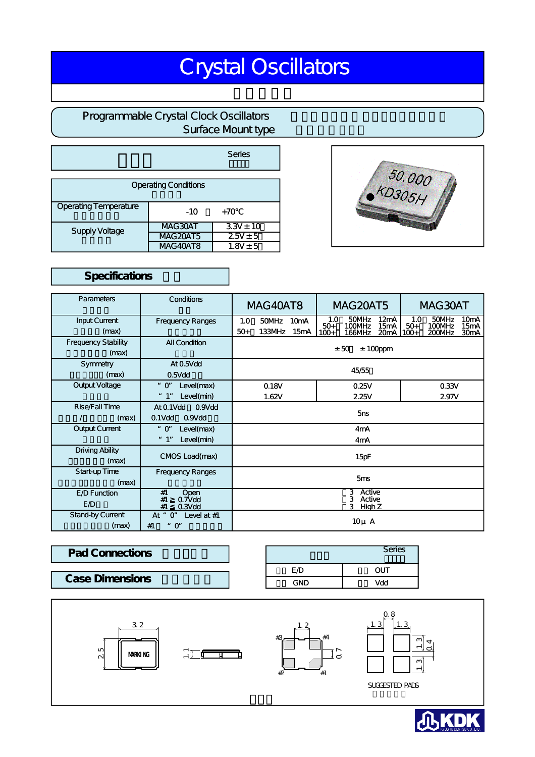# Crystal Oscillators

## Programmable Crystal Clock Oscillators
## Surface Mount type

Series

| Operating Conditions | | |
|---|---|---|
| Operating Temperature | -10 +70°C | |
| Supply Voltage | MAG30AT | 3.3V ± 10 |
| | MAG20AT5 | 2.5V ± 5 |
| | MAG40AT8 | 1.8V ± 5 |

## Specifications

| Parameters | Conditions | MAG40AT8 | MAG20AT5 | MAG30AT |
|---|---|---|---|---|
| Input Current (max) | Frequency Ranges | 1.0 50MHz 10mA<br>50+ 133MHz 15mA | 1.0 50MHz 12mA<br>50+ 100MHz 15mA<br>100+ 166MHz 20mA | 1.0 50MHz 10mA<br>50+ 100MHz 15mA<br>100+ 200MHz 30mA |
| Frequency Stability (max) | All Condition | ± 50 ± 100ppm | | |
| Symmetry (max) | At 0.5Vdd<br>0.5Vdd | 45/55 | | |
| Output Voltage | "0" Level(max) | 0.18V | 0.25V | 0.33V |
| | "1" Level(min) | 1.62V | 2.25V | 2.97V |
| Rise/Fall Time / (max) | At 0.1Vdd 0.9Vdd<br>0.1Vdd 0.9Vdd | 5ns | | |
| Output Current | "0" Level(max) | 4mA | | |
| | "1" Level(min) | 4mA | | |
| Driving Ability (max) | CMOS Load(max) | 15pF | | |
| Start-up Time (max) | Frequency Ranges | 5ms | | |
| E/D Function<br>E/D | #1 Open<br>#1 ≥ 0.7Vdd<br>#1 ≤ 0.3Vdd | 3 Active<br>3 Active<br>3 High Z | | |
| Stand-by Current (max) | At "0" Level at #1<br>#1 "0" | 10μ A | | |

## Pad Connections

| Series | |
|---|---|
| E/D | OUT |
| GND | Vdd |

## Case Dimensions

3.2 / 2.5 / MARKING / 1.1 / 1.2 / 0.7 / #1 #2 #3 #4 / 0.8 / 1.3 / 1.3 / 1.3 / 0.4 / 1.3

SUGGESTED PADS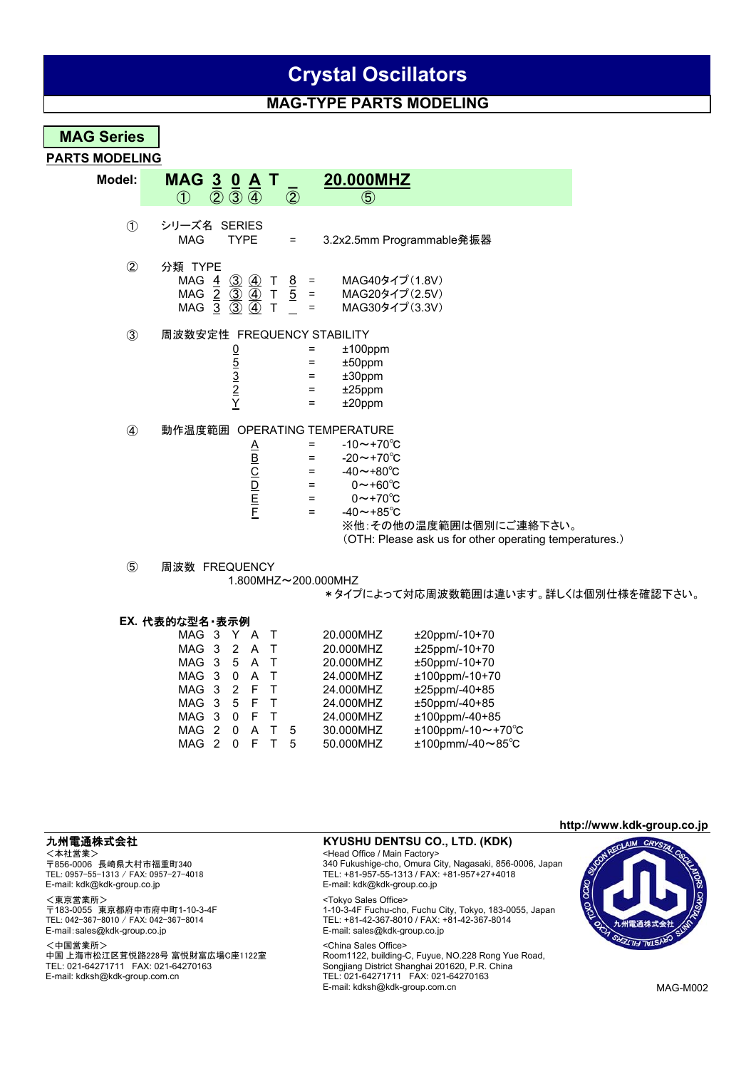# Crystal Oscillators

## MAG-TYPE PARTS MODELING

## MAG Series

### PARTS MODELING

**Model:** **MAG 3 0 A T _ 20.000MHZ**
① ②③④ ② ⑤

① シリーズ名 SERIES

| | | |
|---|---|---|
| MAG TYPE | = | 3.2x2.5mm Programmable発振器 |

② 分類 TYPE

| | | |
|---|---|---|
| MAG 4 ③ ④ T 8 | = | MAG40タイプ(1.8V) |
| MAG 2 ③ ④ T 5 | = | MAG20タイプ(2.5V) |
| MAG 3 ③ ④ T _ | = | MAG30タイプ(3.3V) |

③ 周波数安定性 FREQUENCY STABILITY

| | | |
|---|---|---|
| 0 | = | ±100ppm |
| 5 | = | ±50ppm |
| 3 | = | ±30ppm |
| 2 | = | ±25ppm |
| Y | = | ±20ppm |

④ 動作温度範囲 OPERATING TEMPERATURE

| | | |
|---|---|---|
| A | = | -10～+70℃ |
| B | = | -20～+70℃ |
| C | = | -40～+80℃ |
| D | = | 0～+60℃ |
| E | = | 0～+70℃ |
| F | = | -40～+85℃ |

※他：その他の温度範囲は個別にご連絡下さい。
(OTH: Please ask us for other operating temperatures.)

⑤ 周波数 FREQUENCY

1.800MHZ～200.000MHZ

＊タイプによって対応周波数範囲は違います。詳しくは個別仕様を確認下さい。

### EX. 代表的な型名・表示例

| | | |
|---|---|---|
| MAG 3 Y A T | 20.000MHZ | ±20ppm/-10+70 |
| MAG 3 2 A T | 20.000MHZ | ±25ppm/-10+70 |
| MAG 3 5 A T | 20.000MHZ | ±50ppm/-10+70 |
| MAG 3 0 A T | 24.000MHZ | ±100ppm/-10+70 |
| MAG 3 2 F T | 24.000MHZ | ±25ppm/-40+85 |
| MAG 3 5 F T | 24.000MHZ | ±50ppm/-40+85 |
| MAG 3 0 F T | 24.000MHZ | ±100ppm/-40+85 |
| MAG 2 0 A T 5 | 30.000MHZ | ±100ppm/-10～+70℃ |
| MAG 2 0 F T 5 | 50.000MHZ | ±100pmm/-40～85℃ |

http://www.kdk-group.co.jp

**九州電通株式会社**

＜本社営業＞
〒856-0006 長崎県大村市福重町340
TEL: 0957-55-1313 / FAX: 0957-27-4018
E-mail: kdk@kdk-group.co.jp

＜東京営業所＞
〒183-0055 東京都府中市府中町1-10-3-4F
TEL: 042-367-8010 / FAX: 042-367-8014
E-mail: sales@kdk-group.co.jp

＜中国営業所＞
中国 上海市松江区茸悦路228号 富悦財富広場C座1122室
TEL: 021-64271711 FAX: 021-64270163
E-mail: kdksh@kdk-group.com.cn

**KYUSHU DENTSU CO., LTD. (KDK)**

<Head Office / Main Factory>
340 Fukushige-cho, Omura City, Nagasaki, 856-0006, Japan
TEL: +81-957-55-1313 / FAX: +81-957+27+4018
E-mail: kdk@kdk-group.co.jp

<Tokyo Sales Office>
1-10-3-4F Fuchu-cho, Fuchu City, Tokyo, 183-0055, Japan
TEL: +81-42-367-8010 / FAX: +81-42-367-8014
E-mail: sales@kdk-group.co.jp

<China Sales Office>
Room1122, building-C, Fuyue, NO.228 Rong Yue Road,
Songjiang District Shanghai 201620, P.R. China
TEL: 021-64271711 FAX: 021-64270163
E-mail: kdksh@kdk-group.com.cn

MAG-M002